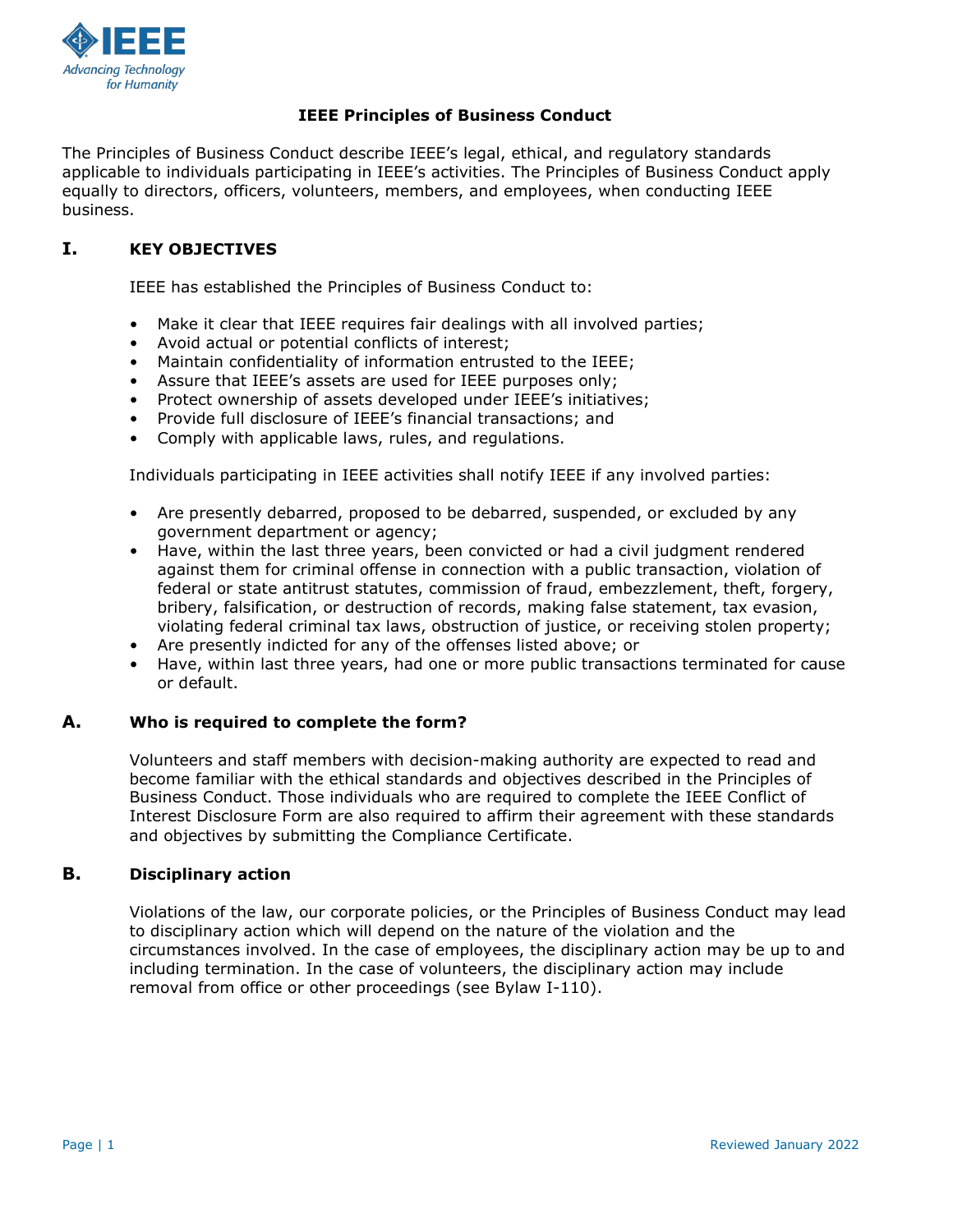# IEEE Principles of Business Conduct

The Principles of Business Conduct describe IEEE's legal, ethical, and regulatory standards applicable to individuals participating in IEEE's activities. The Principles of Business Conduct apply equally to directors, officers, volunteers, members, and employees, when conducting IEEE business.

## I. KEY OBJECTIVES

IEEE has established the Principles of Business Conduct to:

- Make it clear that IEEE requires fair dealings with all involved parties;
- Avoid actual or potential conflicts of interest;
- Maintain confidentiality of information entrusted to the IEEE;
- Assure that IEEE's assets are used for IEEE purposes only;
- Protect ownership of assets developed under IEEE's initiatives;
- Provide full disclosure of IEEE's financial transactions; and
- Comply with applicable laws, rules, and regulations.

Individuals participating in IEEE activities shall notify IEEE if any involved parties:

- Are presently debarred, proposed to be debarred, suspended, or excluded by any government department or agency;
- Have, within the last three years, been convicted or had a civil judgment rendered against them for criminal offense in connection with a public transaction, violation of federal or state antitrust statutes, commission of fraud, embezzlement, theft, forgery, bribery, falsification, or destruction of records, making false statement, tax evasion, violating federal criminal tax laws, obstruction of justice, or receiving stolen property;
- Are presently indicted for any of the offenses listed above; or
- Have, within last three years, had one or more public transactions terminated for cause or default.

### A. Who is required to complete the form?

Volunteers and staff members with decision-making authority are expected to read and become familiar with the ethical standards and objectives described in the Principles of Business Conduct. Those individuals who are required to complete the IEEE Conflict of Interest Disclosure Form are also required to affirm their agreement with these standards and objectives by submitting the Compliance Certificate.

### B. Disciplinary action

Violations of the law, our corporate policies, or the Principles of Business Conduct may lead to disciplinary action which will depend on the nature of the violation and the circumstances involved. In the case of employees, the disciplinary action may be up to and including termination. In the case of volunteers, the disciplinary action may include removal from office or other proceedings (see Bylaw I-110).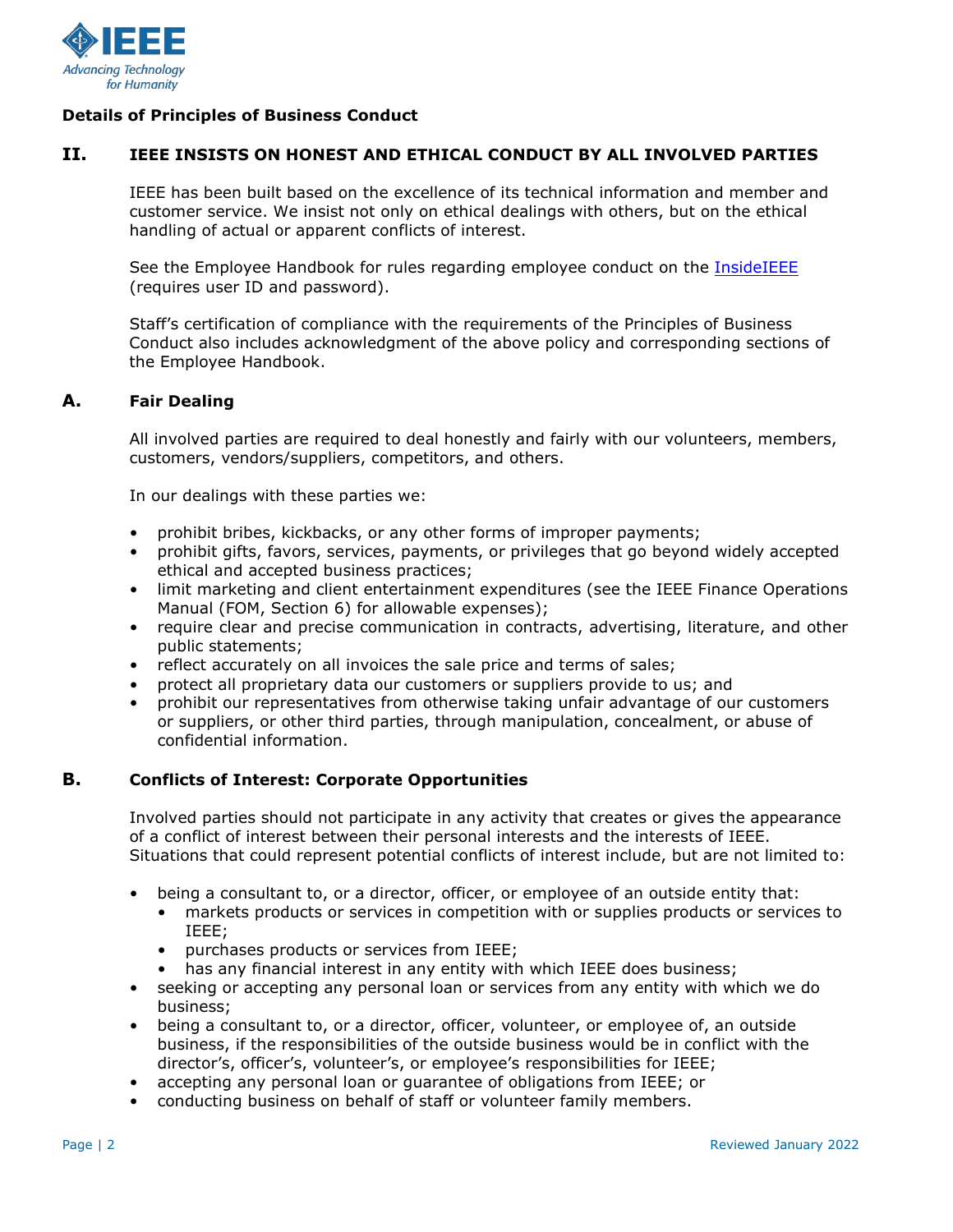**Details of Principles of Business Conduct**

## II. IEEE INSISTS ON HONEST AND ETHICAL CONDUCT BY ALL INVOLVED PARTIES

IEEE has been built based on the excellence of its technical information and member and customer service. We insist not only on ethical dealings with others, but on the ethical handling of actual or apparent conflicts of interest.

See the Employee Handbook for rules regarding employee conduct on the InsideIEEE (requires user ID and password).

Staff's certification of compliance with the requirements of the Principles of Business Conduct also includes acknowledgment of the above policy and corresponding sections of the Employee Handbook.

### A. Fair Dealing

All involved parties are required to deal honestly and fairly with our volunteers, members, customers, vendors/suppliers, competitors, and others.

In our dealings with these parties we:

- prohibit bribes, kickbacks, or any other forms of improper payments;
- prohibit gifts, favors, services, payments, or privileges that go beyond widely accepted ethical and accepted business practices;
- limit marketing and client entertainment expenditures (see the IEEE Finance Operations Manual (FOM, Section 6) for allowable expenses);
- require clear and precise communication in contracts, advertising, literature, and other public statements;
- reflect accurately on all invoices the sale price and terms of sales;
- protect all proprietary data our customers or suppliers provide to us; and
- prohibit our representatives from otherwise taking unfair advantage of our customers or suppliers, or other third parties, through manipulation, concealment, or abuse of confidential information.

### B. Conflicts of Interest: Corporate Opportunities

Involved parties should not participate in any activity that creates or gives the appearance of a conflict of interest between their personal interests and the interests of IEEE. Situations that could represent potential conflicts of interest include, but are not limited to:

- being a consultant to, or a director, officer, or employee of an outside entity that:
  - markets products or services in competition with or supplies products or services to IEEE;
  - purchases products or services from IEEE;
  - has any financial interest in any entity with which IEEE does business;
- seeking or accepting any personal loan or services from any entity with which we do business;
- being a consultant to, or a director, officer, volunteer, or employee of, an outside business, if the responsibilities of the outside business would be in conflict with the director's, officer's, volunteer's, or employee's responsibilities for IEEE;
- accepting any personal loan or guarantee of obligations from IEEE; or
- conducting business on behalf of staff or volunteer family members.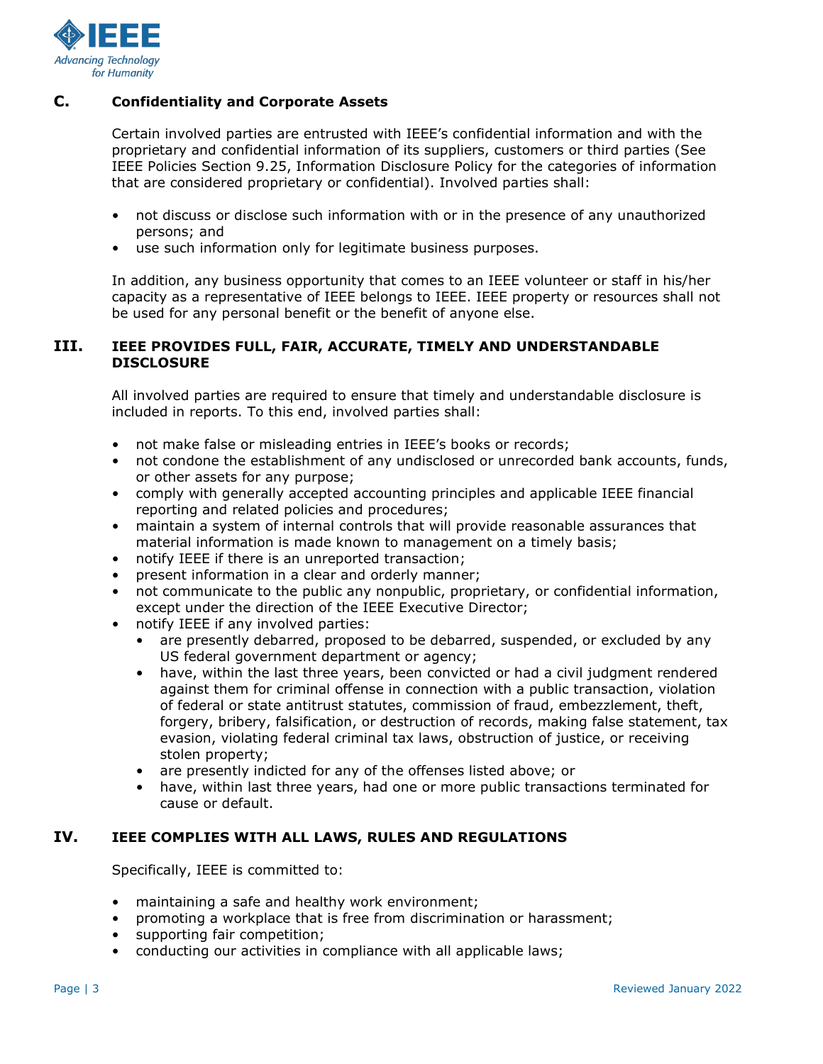### C. Confidentiality and Corporate Assets

Certain involved parties are entrusted with IEEE's confidential information and with the proprietary and confidential information of its suppliers, customers or third parties (See IEEE Policies Section 9.25, Information Disclosure Policy for the categories of information that are considered proprietary or confidential). Involved parties shall:

- not discuss or disclose such information with or in the presence of any unauthorized persons; and
- use such information only for legitimate business purposes.

In addition, any business opportunity that comes to an IEEE volunteer or staff in his/her capacity as a representative of IEEE belongs to IEEE. IEEE property or resources shall not be used for any personal benefit or the benefit of anyone else.

## III. IEEE PROVIDES FULL, FAIR, ACCURATE, TIMELY AND UNDERSTANDABLE DISCLOSURE

All involved parties are required to ensure that timely and understandable disclosure is included in reports. To this end, involved parties shall:

- not make false or misleading entries in IEEE's books or records;
- not condone the establishment of any undisclosed or unrecorded bank accounts, funds, or other assets for any purpose;
- comply with generally accepted accounting principles and applicable IEEE financial reporting and related policies and procedures;
- maintain a system of internal controls that will provide reasonable assurances that material information is made known to management on a timely basis;
- notify IEEE if there is an unreported transaction;
- present information in a clear and orderly manner;
- not communicate to the public any nonpublic, proprietary, or confidential information, except under the direction of the IEEE Executive Director;
- notify IEEE if any involved parties:
  - are presently debarred, proposed to be debarred, suspended, or excluded by any US federal government department or agency;
  - have, within the last three years, been convicted or had a civil judgment rendered against them for criminal offense in connection with a public transaction, violation of federal or state antitrust statutes, commission of fraud, embezzlement, theft, forgery, bribery, falsification, or destruction of records, making false statement, tax evasion, violating federal criminal tax laws, obstruction of justice, or receiving stolen property;
  - are presently indicted for any of the offenses listed above; or
  - have, within last three years, had one or more public transactions terminated for cause or default.

## IV. IEEE COMPLIES WITH ALL LAWS, RULES AND REGULATIONS

Specifically, IEEE is committed to:

- maintaining a safe and healthy work environment;
- promoting a workplace that is free from discrimination or harassment;
- supporting fair competition;
- conducting our activities in compliance with all applicable laws;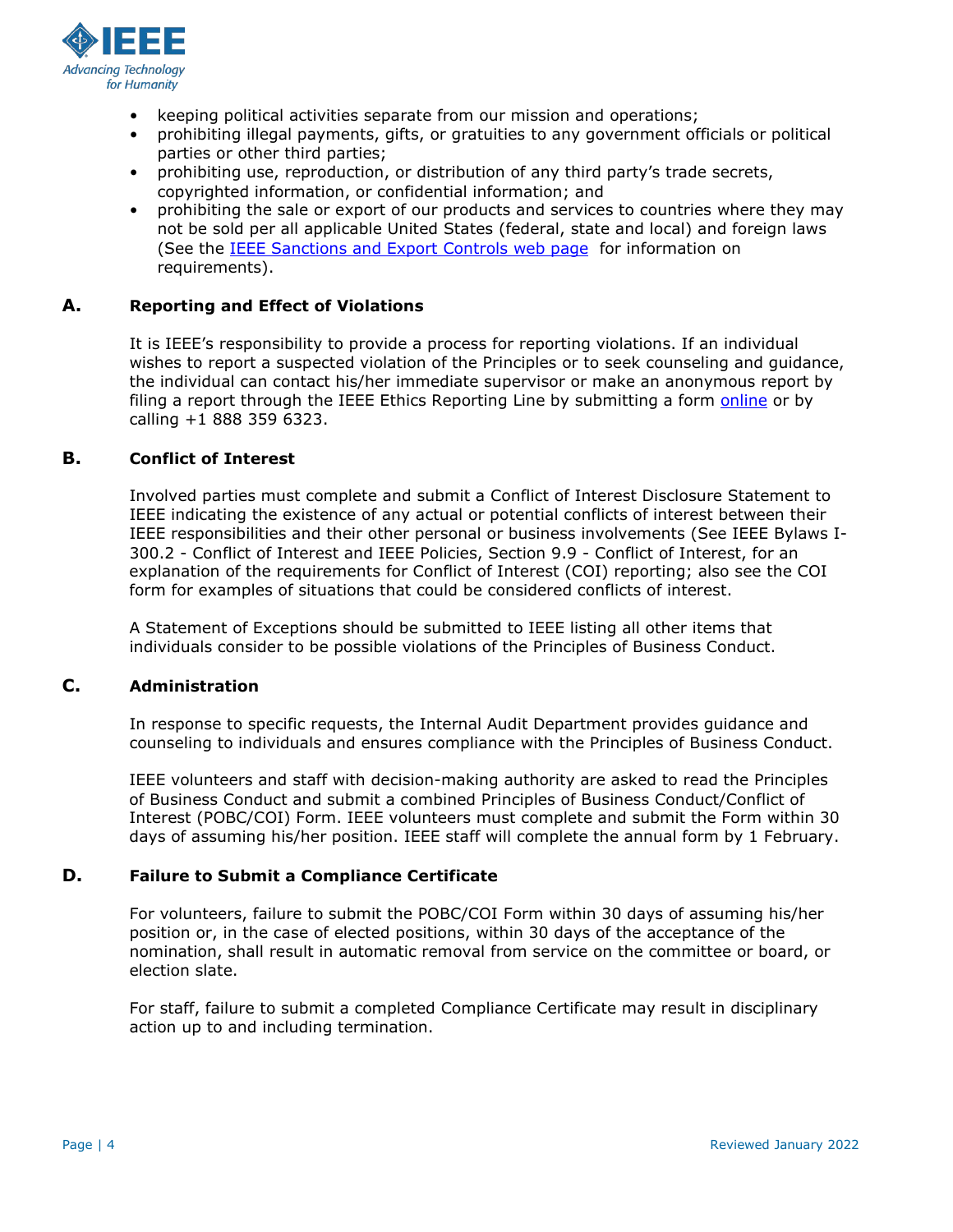- keeping political activities separate from our mission and operations;
- prohibiting illegal payments, gifts, or gratuities to any government officials or political parties or other third parties;
- prohibiting use, reproduction, or distribution of any third party's trade secrets, copyrighted information, or confidential information; and
- prohibiting the sale or export of our products and services to countries where they may not be sold per all applicable United States (federal, state and local) and foreign laws (See the IEEE Sanctions and Export Controls web page for information on requirements).

## A. Reporting and Effect of Violations

It is IEEE's responsibility to provide a process for reporting violations. If an individual wishes to report a suspected violation of the Principles or to seek counseling and guidance, the individual can contact his/her immediate supervisor or make an anonymous report by filing a report through the IEEE Ethics Reporting Line by submitting a form online or by calling +1 888 359 6323.

## B. Conflict of Interest

Involved parties must complete and submit a Conflict of Interest Disclosure Statement to IEEE indicating the existence of any actual or potential conflicts of interest between their IEEE responsibilities and their other personal or business involvements (See IEEE Bylaws I-300.2 - Conflict of Interest and IEEE Policies, Section 9.9 - Conflict of Interest, for an explanation of the requirements for Conflict of Interest (COI) reporting; also see the COI form for examples of situations that could be considered conflicts of interest.

A Statement of Exceptions should be submitted to IEEE listing all other items that individuals consider to be possible violations of the Principles of Business Conduct.

## C. Administration

In response to specific requests, the Internal Audit Department provides guidance and counseling to individuals and ensures compliance with the Principles of Business Conduct.

IEEE volunteers and staff with decision-making authority are asked to read the Principles of Business Conduct and submit a combined Principles of Business Conduct/Conflict of Interest (POBC/COI) Form. IEEE volunteers must complete and submit the Form within 30 days of assuming his/her position. IEEE staff will complete the annual form by 1 February.

## D. Failure to Submit a Compliance Certificate

For volunteers, failure to submit the POBC/COI Form within 30 days of assuming his/her position or, in the case of elected positions, within 30 days of the acceptance of the nomination, shall result in automatic removal from service on the committee or board, or election slate.

For staff, failure to submit a completed Compliance Certificate may result in disciplinary action up to and including termination.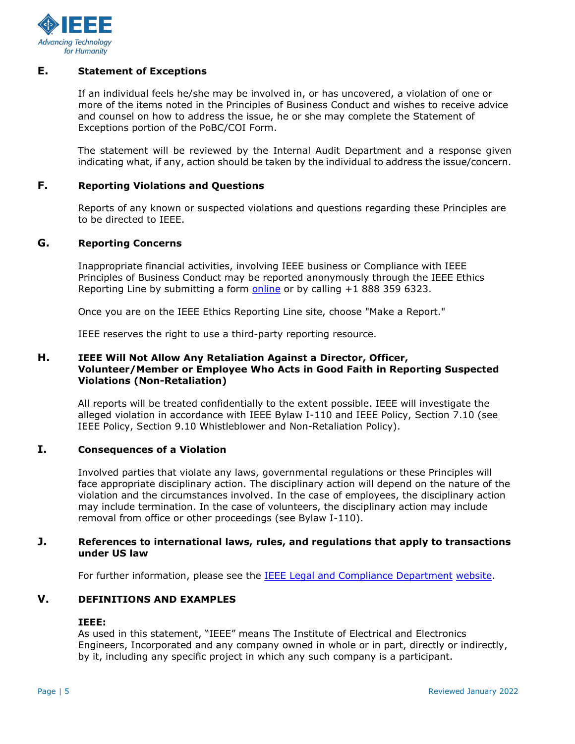### E. Statement of Exceptions

If an individual feels he/she may be involved in, or has uncovered, a violation of one or more of the items noted in the Principles of Business Conduct and wishes to receive advice and counsel on how to address the issue, he or she may complete the Statement of Exceptions portion of the PoBC/COI Form.

The statement will be reviewed by the Internal Audit Department and a response given indicating what, if any, action should be taken by the individual to address the issue/concern.

### F. Reporting Violations and Questions

Reports of any known or suspected violations and questions regarding these Principles are to be directed to IEEE.

### G. Reporting Concerns

Inappropriate financial activities, involving IEEE business or Compliance with IEEE Principles of Business Conduct may be reported anonymously through the IEEE Ethics Reporting Line by submitting a form online or by calling +1 888 359 6323.

Once you are on the IEEE Ethics Reporting Line site, choose "Make a Report."

IEEE reserves the right to use a third-party reporting resource.

### H. IEEE Will Not Allow Any Retaliation Against a Director, Officer, Volunteer/Member or Employee Who Acts in Good Faith in Reporting Suspected Violations (Non-Retaliation)

All reports will be treated confidentially to the extent possible. IEEE will investigate the alleged violation in accordance with IEEE Bylaw I-110 and IEEE Policy, Section 7.10 (see IEEE Policy, Section 9.10 Whistleblower and Non-Retaliation Policy).

### I. Consequences of a Violation

Involved parties that violate any laws, governmental regulations or these Principles will face appropriate disciplinary action. The disciplinary action will depend on the nature of the violation and the circumstances involved. In the case of employees, the disciplinary action may include termination. In the case of volunteers, the disciplinary action may include removal from office or other proceedings (see Bylaw I-110).

### J. References to international laws, rules, and regulations that apply to transactions under US law

For further information, please see the IEEE Legal and Compliance Department website.

## V. DEFINITIONS AND EXAMPLES

**IEEE:**
As used in this statement, "IEEE" means The Institute of Electrical and Electronics Engineers, Incorporated and any company owned in whole or in part, directly or indirectly, by it, including any specific project in which any such company is a participant.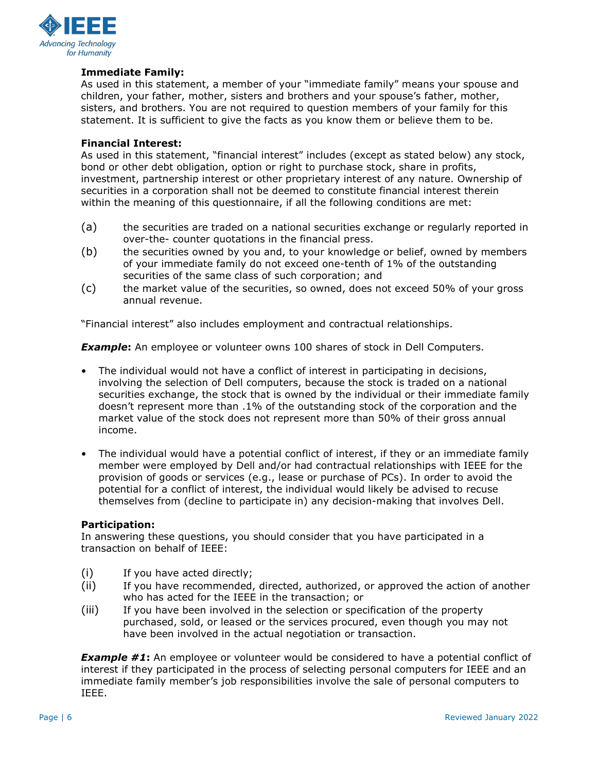**Immediate Family:**
As used in this statement, a member of your "immediate family" means your spouse and children, your father, mother, sisters and brothers and your spouse's father, mother, sisters, and brothers. You are not required to question members of your family for this statement. It is sufficient to give the facts as you know them or believe them to be.

**Financial Interest:**
As used in this statement, "financial interest" includes (except as stated below) any stock, bond or other debt obligation, option or right to purchase stock, share in profits, investment, partnership interest or other proprietary interest of any nature. Ownership of securities in a corporation shall not be deemed to constitute financial interest therein within the meaning of this questionnaire, if all the following conditions are met:

(a) the securities are traded on a national securities exchange or regularly reported in over-the- counter quotations in the financial press.

(b) the securities owned by you and, to your knowledge or belief, owned by members of your immediate family do not exceed one-tenth of 1% of the outstanding securities of the same class of such corporation; and

(c) the market value of the securities, so owned, does not exceed 50% of your gross annual revenue.

"Financial interest" also includes employment and contractual relationships.

***Example*****:** An employee or volunteer owns 100 shares of stock in Dell Computers.

- The individual would not have a conflict of interest in participating in decisions, involving the selection of Dell computers, because the stock is traded on a national securities exchange, the stock that is owned by the individual or their immediate family doesn't represent more than .1% of the outstanding stock of the corporation and the market value of the stock does not represent more than 50% of their gross annual income.
- The individual would have a potential conflict of interest, if they or an immediate family member were employed by Dell and/or had contractual relationships with IEEE for the provision of goods or services (e.g., lease or purchase of PCs). In order to avoid the potential for a conflict of interest, the individual would likely be advised to recuse themselves from (decline to participate in) any decision-making that involves Dell.

**Participation:**
In answering these questions, you should consider that you have participated in a transaction on behalf of IEEE:

(i) If you have acted directly;

(ii) If you have recommended, directed, authorized, or approved the action of another who has acted for the IEEE in the transaction; or

(iii) If you have been involved in the selection or specification of the property purchased, sold, or leased or the services procured, even though you may not have been involved in the actual negotiation or transaction.

***Example #1*****:** An employee or volunteer would be considered to have a potential conflict of interest if they participated in the process of selecting personal computers for IEEE and an immediate family member's job responsibilities involve the sale of personal computers to IEEE.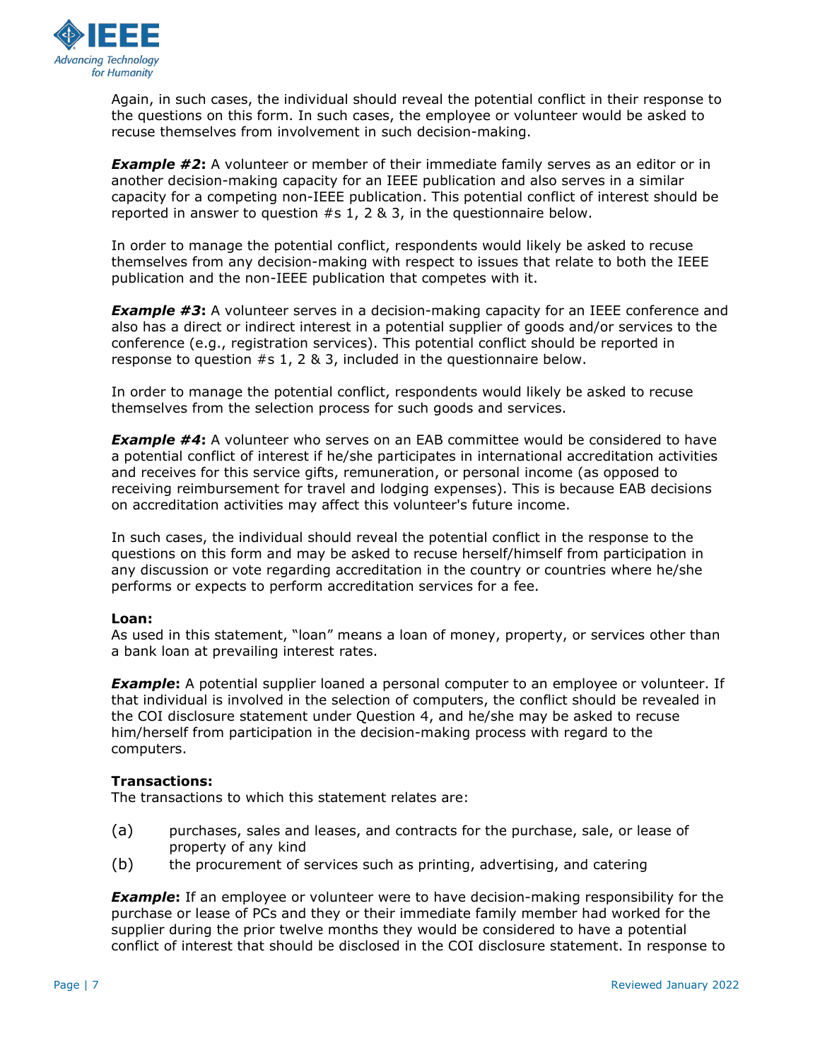Again, in such cases, the individual should reveal the potential conflict in their response to the questions on this form. In such cases, the employee or volunteer would be asked to recuse themselves from involvement in such decision-making.

***Example #2*:** A volunteer or member of their immediate family serves as an editor or in another decision-making capacity for an IEEE publication and also serves in a similar capacity for a competing non-IEEE publication. This potential conflict of interest should be reported in answer to question #s 1, 2 & 3, in the questionnaire below.

In order to manage the potential conflict, respondents would likely be asked to recuse themselves from any decision-making with respect to issues that relate to both the IEEE publication and the non-IEEE publication that competes with it.

***Example #3*:** A volunteer serves in a decision-making capacity for an IEEE conference and also has a direct or indirect interest in a potential supplier of goods and/or services to the conference (e.g., registration services). This potential conflict should be reported in response to question #s 1, 2 & 3, included in the questionnaire below.

In order to manage the potential conflict, respondents would likely be asked to recuse themselves from the selection process for such goods and services.

***Example #4*:** A volunteer who serves on an EAB committee would be considered to have a potential conflict of interest if he/she participates in international accreditation activities and receives for this service gifts, remuneration, or personal income (as opposed to receiving reimbursement for travel and lodging expenses). This is because EAB decisions on accreditation activities may affect this volunteer's future income.

In such cases, the individual should reveal the potential conflict in the response to the questions on this form and may be asked to recuse herself/himself from participation in any discussion or vote regarding accreditation in the country or countries where he/she performs or expects to perform accreditation services for a fee.

**Loan:**
As used in this statement, "loan" means a loan of money, property, or services other than a bank loan at prevailing interest rates.

***Example*:** A potential supplier loaned a personal computer to an employee or volunteer. If that individual is involved in the selection of computers, the conflict should be revealed in the COI disclosure statement under Question 4, and he/she may be asked to recuse him/herself from participation in the decision-making process with regard to the computers.

**Transactions:**
The transactions to which this statement relates are:

(a) purchases, sales and leases, and contracts for the purchase, sale, or lease of property of any kind
(b) the procurement of services such as printing, advertising, and catering

***Example*:** If an employee or volunteer were to have decision-making responsibility for the purchase or lease of PCs and they or their immediate family member had worked for the supplier during the prior twelve months they would be considered to have a potential conflict of interest that should be disclosed in the COI disclosure statement. In response to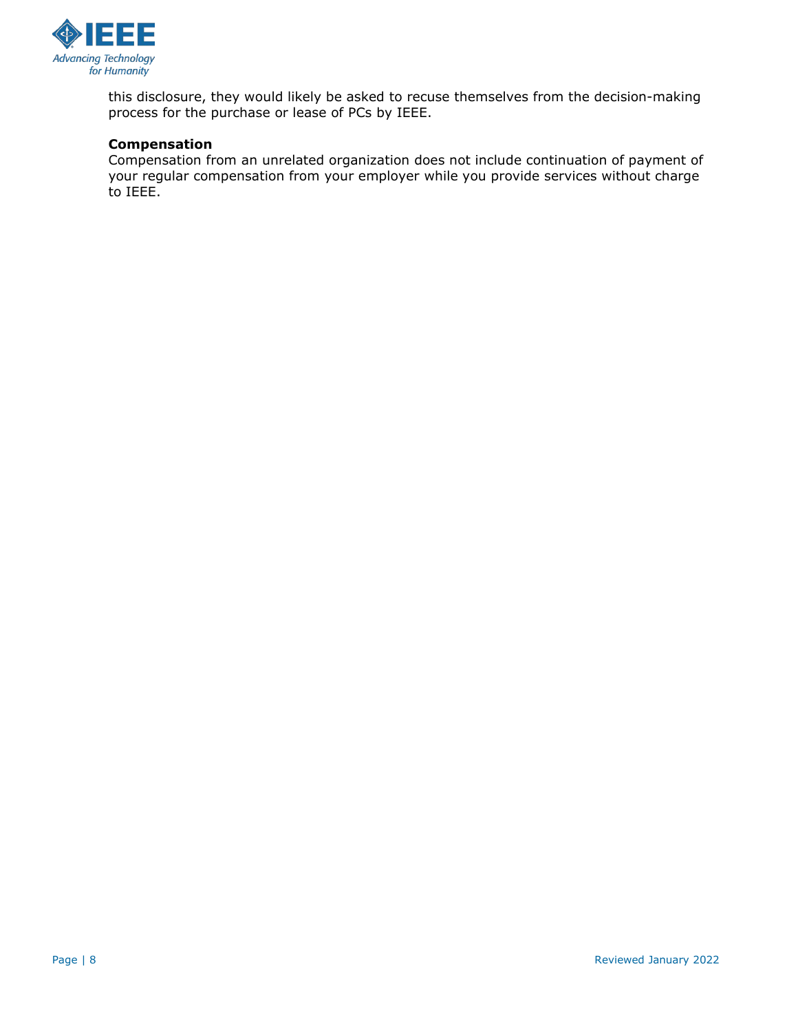this disclosure, they would likely be asked to recuse themselves from the decision-making process for the purchase or lease of PCs by IEEE.

**Compensation**
Compensation from an unrelated organization does not include continuation of payment of your regular compensation from your employer while you provide services without charge to IEEE.